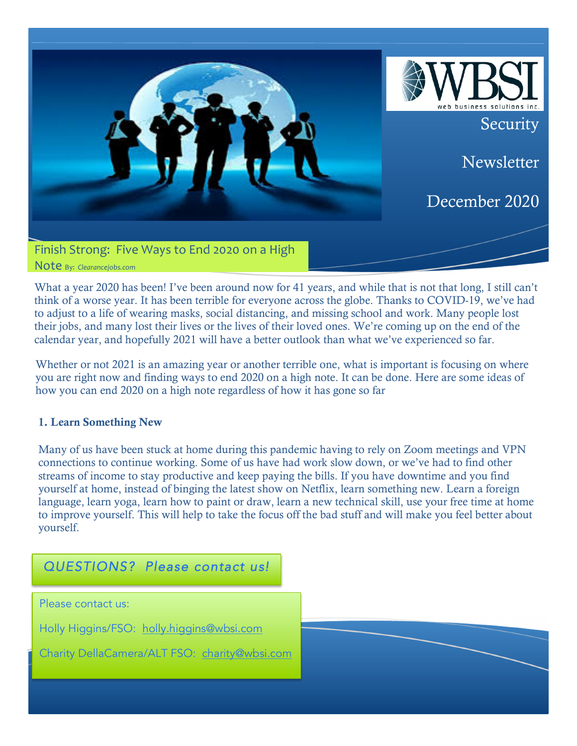# Security Newsletter

## December 2020

## Finish Strong: Five Ways to End 2020 on a High Note

By: *Clearancejobs.com*

What a year 2020 has been! I've been around now for 41 years, and while that is not that long, I still can't think of a worse year. It has been terrible for everyone across the globe. Thanks to COVID-19, we've had to adjust to a life of wearing masks, social distancing, and missing school and work. Many people lost their jobs, and many lost their lives or the lives of their loved ones. We're coming up on the end of the calendar year, and hopefully 2021 will have a better outlook than what we've experienced so far.

Whether or not 2021 is an amazing year or another terrible one, what is important is focusing on where you are right now and finding ways to end 2020 on a high note. It can be done. Here are some ideas of how you can end 2020 on a high note regardless of how it has gone so far

### 1. Learn Something New

Many of us have been stuck at home during this pandemic having to rely on Zoom meetings and VPN connections to continue working. Some of us have had work slow down, or we've had to find other streams of income to stay productive and keep paying the bills. If you have downtime and you find yourself at home, instead of binging the latest show on Netflix, learn something new. Learn a foreign language, learn yoga, learn how to paint or draw, learn a new technical skill, use your free time at home to improve yourself. This will help to take the focus off the bad stuff and will make you feel better about yourself.

## *QUESTIONS? Please contact us!*

Please contact us:

Holly Higgins/FSO: holly.higgins@wbsi.com

Charity DellaCamera/ALT FSO: charity@wbsi.com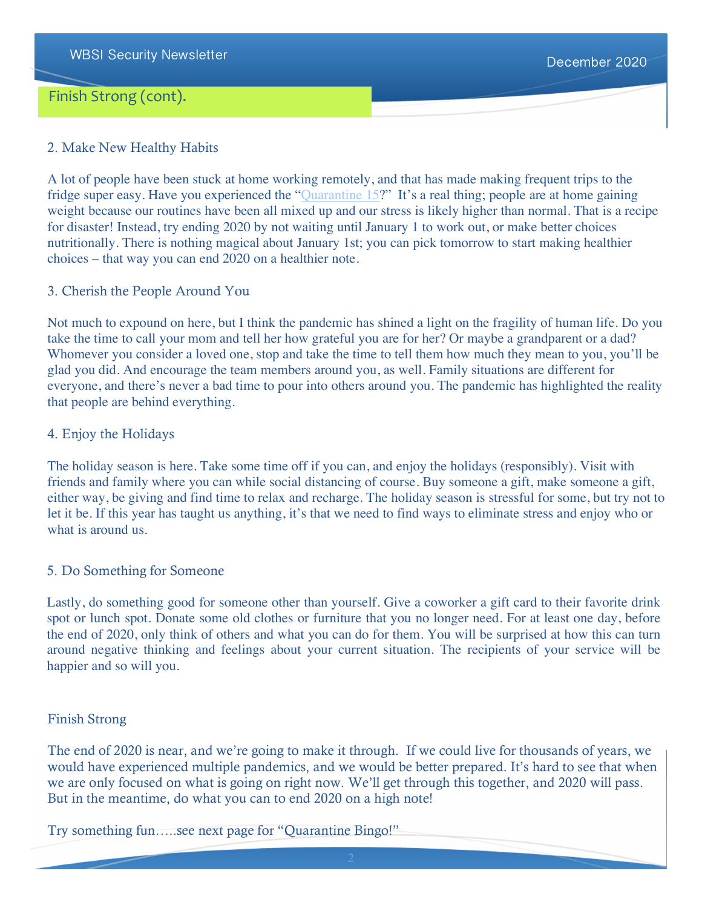## Finish Strong (cont).

### 2. Make New Healthy Habits

A lot of people have been stuck at home working remotely, and that has made making frequent trips to the fridge super easy. Have you experienced the "Quarantine 15?" It's a real thing; people are at home gaining weight because our routines have been all mixed up and our stress is likely higher than normal. That is a recipe for disaster! Instead, try ending 2020 by not waiting until January 1 to work out, or make better choices nutritionally. There is nothing magical about January 1st; you can pick tomorrow to start making healthier choices – that way you can end 2020 on a healthier note.

### 3. Cherish the People Around You

Not much to expound on here, but I think the pandemic has shined a light on the fragility of human life. Do you take the time to call your mom and tell her how grateful you are for her? Or maybe a grandparent or a dad? Whomever you consider a loved one, stop and take the time to tell them how much they mean to you, you'll be glad you did. And encourage the team members around you, as well. Family situations are different for everyone, and there's never a bad time to pour into others around you. The pandemic has highlighted the reality that people are behind everything.

### 4. Enjoy the Holidays

The holiday season is here. Take some time off if you can, and enjoy the holidays (responsibly). Visit with friends and family where you can while social distancing of course. Buy someone a gift, make someone a gift, either way, be giving and find time to relax and recharge. The holiday season is stressful for some, but try not to let it be. If this year has taught us anything, it's that we need to find ways to eliminate stress and enjoy who or what is around us.

### 5. Do Something for Someone

Lastly, do something good for someone other than yourself. Give a coworker a gift card to their favorite drink spot or lunch spot. Donate some old clothes or furniture that you no longer need. For at least one day, before the end of 2020, only think of others and what you can do for them. You will be surprised at how this can turn around negative thinking and feelings about your current situation. The recipients of your service will be happier and so will you.

### Finish Strong

The end of 2020 is near, and we're going to make it through. If we could live for thousands of years, we would have experienced multiple pandemics, and we would be better prepared. It's hard to see that when we are only focused on what is going on right now. We'll get through this together, and 2020 will pass. But in the meantime, do what you can to end 2020 on a high note!

Try something fun…..see next page for "Quarantine Bingo!"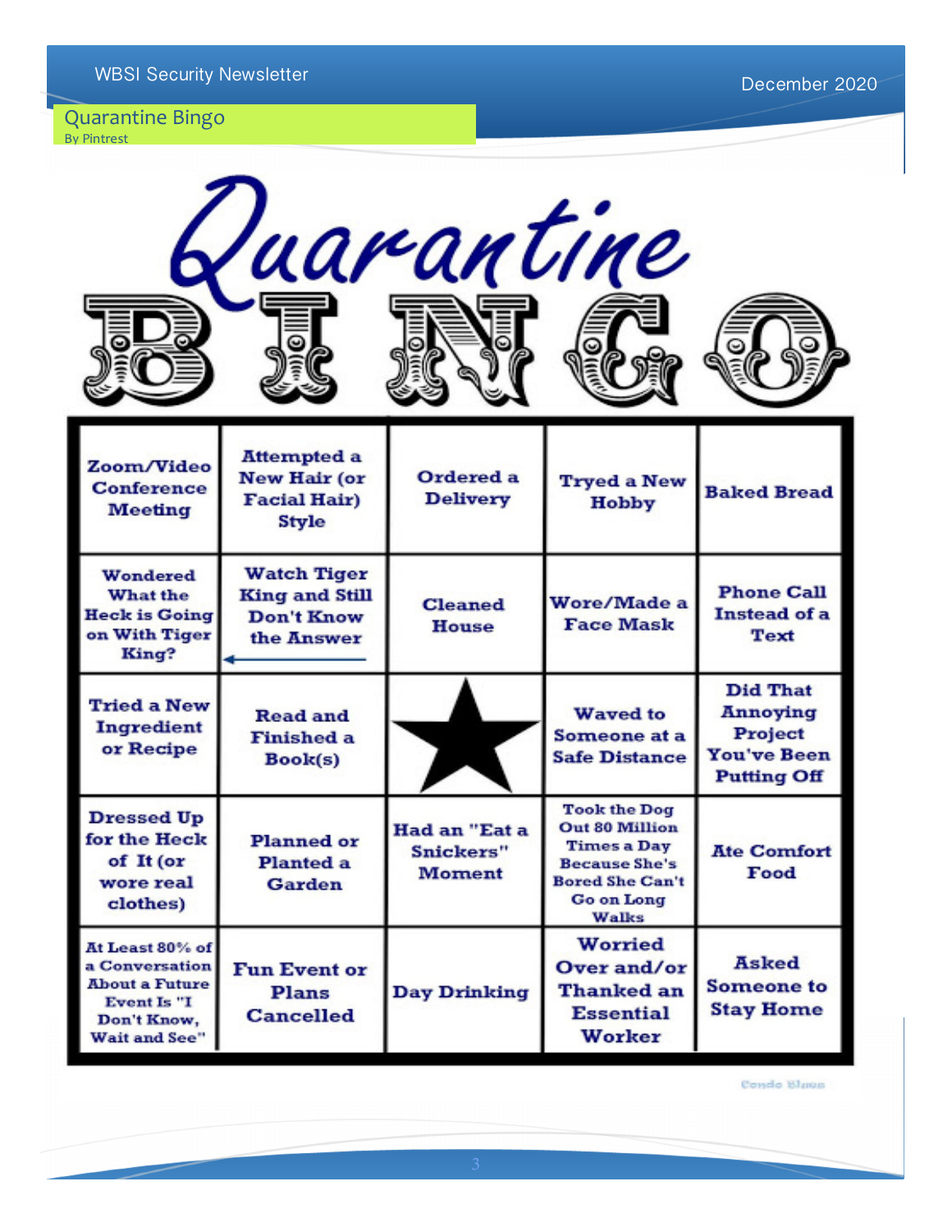## Quarantine Bingo
By Pintrest

# Quarantine BINGO

| | | | | |
|---|---|---|---|---|
| Zoom/Video Conference Meeting | Attempted a New Hair (or Facial Hair) Style | Ordered a Delivery | Tryed a New Hobby | Baked Bread |
| Wondered What the Heck is Going on With Tiger King? | Watch Tiger King and Still Don't Know the Answer | Cleaned House | Wore/Made a Face Mask | Phone Call Instead of a Text |
| Tried a New Ingredient or Recipe | Read and Finished a Book(s) | ★ | Waved to Someone at a Safe Distance | Did That Annoying Project You've Been Putting Off |
| Dressed Up for the Heck of It (or wore real clothes) | Planned or Planted a Garden | Had an "Eat a Snickers" Moment | Took the Dog Out 80 Million Times a Day Because She's Bored She Can't Go on Long Walks | Ate Comfort Food |
| At Least 80% of a Conversation About a Future Event Is "I Don't Know, Wait and See" | Fun Event or Plans Cancelled | Day Drinking | Worried Over and/or Thanked an Essential Worker | Asked Someone to Stay Home |

Condo Blues